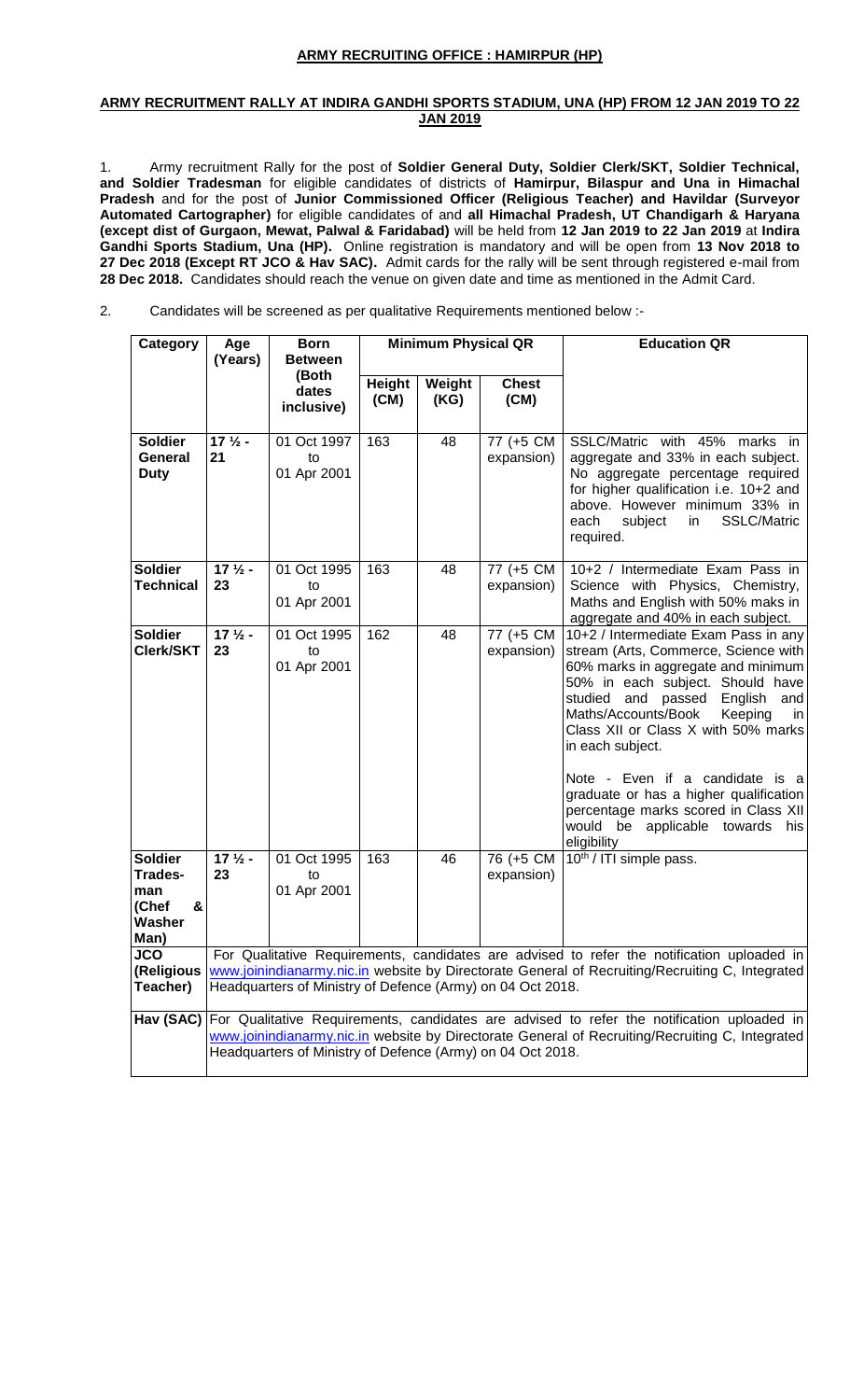## ARMY RECRUITING OFFICE : HAMIRPUR (HP)

## ARMY RECRUITMENT RALLY AT INDIRA GANDHI SPORTS STADIUM, UNA (HP) FROM 12 JAN 2019 TO 22 JAN 2019

1. Army recruitment Rally for the post of **Soldier General Duty, Soldier Clerk/SKT, Soldier Technical, and Soldier Tradesman** for eligible candidates of districts of **Hamirpur, Bilaspur and Una in Himachal Pradesh** and for the post of **Junior Commissioned Officer (Religious Teacher) and Havildar (Surveyor Automated Cartographer)** for eligible candidates of and **all Himachal Pradesh, UT Chandigarh & Haryana (except dist of Gurgaon, Mewat, Palwal & Faridabad)** will be held from **12 Jan 2019 to 22 Jan 2019** at **Indira Gandhi Sports Stadium, Una (HP).** Online registration is mandatory and will be open from **13 Nov 2018 to 27 Dec 2018 (Except RT JCO & Hav SAC).** Admit cards for the rally will be sent through registered e-mail from **28 Dec 2018.** Candidates should reach the venue on given date and time as mentioned in the Admit Card.

2. Candidates will be screened as per qualitative Requirements mentioned below :-

| Category | Age (Years) | Born Between (Both dates inclusive) | Minimum Physical QR | | | Education QR |
|---|---|---|---|---|---|---|
| | | | Height (CM) | Weight (KG) | Chest (CM) | |
| **Soldier General Duty** | **17 ½ - 21** | 01 Oct 1997 to 01 Apr 2001 | 163 | 48 | 77 (+5 CM expansion) | SSLC/Matric with 45% marks in aggregate and 33% in each subject. No aggregate percentage required for higher qualification i.e. 10+2 and above. However minimum 33% in each subject in SSLC/Matric required. |
| **Soldier Technical** | **17 ½ - 23** | 01 Oct 1995 to 01 Apr 2001 | 163 | 48 | 77 (+5 CM expansion) | 10+2 / Intermediate Exam Pass in Science with Physics, Chemistry, Maths and English with 50% maks in aggregate and 40% in each subject. |
| **Soldier Clerk/SKT** | **17 ½ - 23** | 01 Oct 1995 to 01 Apr 2001 | 162 | 48 | 77 (+5 CM expansion) | 10+2 / Intermediate Exam Pass in any stream (Arts, Commerce, Science with 60% marks in aggregate and minimum 50% in each subject. Should have studied and passed English and Maths/Accounts/Book Keeping in Class XII or Class X with 50% marks in each subject.<br><br>Note - Even if a candidate is a graduate or has a higher qualification percentage marks scored in Class XII would be applicable towards his eligibility |
| **Soldier Trades-man (Chef & Washer Man)** | **17 ½ - 23** | 01 Oct 1995 to 01 Apr 2001 | 163 | 46 | 76 (+5 CM expansion) | 10th / ITI simple pass. |
| **JCO (Religious Teacher)** | For Qualitative Requirements, candidates are advised to refer the notification uploaded in www.joinindianarmy.nic.in website by Directorate General of Recruiting/Recruiting C, Integrated Headquarters of Ministry of Defence (Army) on 04 Oct 2018. | | | | | |
| **Hav (SAC)** | For Qualitative Requirements, candidates are advised to refer the notification uploaded in www.joinindianarmy.nic.in website by Directorate General of Recruiting/Recruiting C, Integrated Headquarters of Ministry of Defence (Army) on 04 Oct 2018. | | | | | |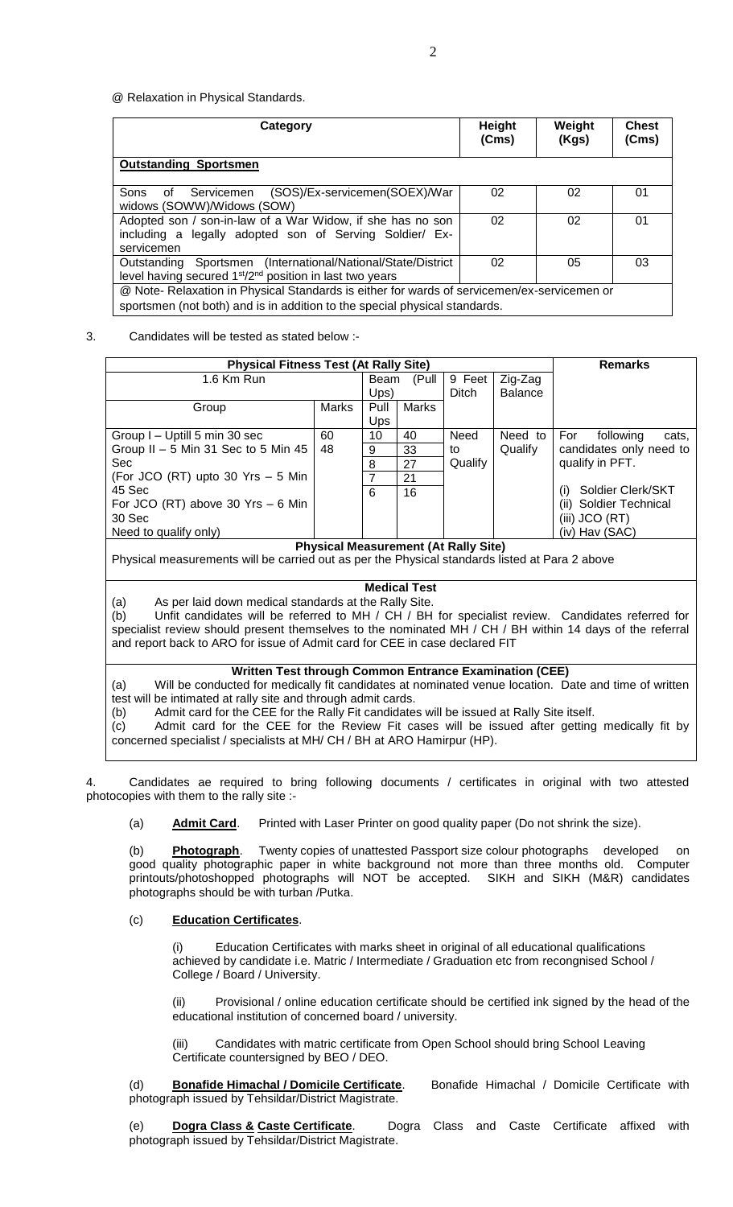@ Relaxation in Physical Standards.

| Category | Height (Cms) | Weight (Kgs) | Chest (Cms) |
|---|---|---|---|
| **Outstanding Sportsmen** | | | |
| Sons of Servicemen (SOS)/Ex-servicemen(SOEX)/War widows (SOWW)/Widows (SOW) | 02 | 02 | 01 |
| Adopted son / son-in-law of a War Widow, if she has no son including a legally adopted son of Serving Soldier/ Ex-servicemen | 02 | 02 | 01 |
| Outstanding Sportsmen (International/National/State/District level having secured 1st/2nd position in last two years | 02 | 05 | 03 |
| @ Note- Relaxation in Physical Standards is either for wards of servicemen/ex-servicemen or sportsmen (not both) and is in addition to the special physical standards. | | | |

3. Candidates will be tested as stated below :-

| **Physical Fitness Test (At Rally Site)** | | | | | | **Remarks** |
|---|---|---|---|---|---|---|
| 1.6 Km Run | | Beam (Pull Ups) | | 9 Feet Ditch | Zig-Zag Balance | |
| Group | Marks | Pull Ups | Marks | | | |
| Group I – Uptill 5 min 30 sec<br>Group II – 5 Min 31 Sec to 5 Min 45 Sec<br>(For JCO (RT) upto 30 Yrs – 5 Min 45 Sec<br>For JCO (RT) above 30 Yrs – 6 Min 30 Sec<br>Need to qualify only) | 60<br>48 | 10<br>9<br>8<br>7<br>6 | 40<br>33<br>27<br>21<br>16 | Need to Qualify | Need to Qualify | For following cats, candidates only need to qualify in PFT.<br>(i) Soldier Clerk/SKT<br>(ii) Soldier Technical<br>(iii) JCO (RT)<br>(iv) Hav (SAC) |

**Physical Measurement (At Rally Site)**

Physical measurements will be carried out as per the Physical standards listed at Para 2 above

**Medical Test**

(a) As per laid down medical standards at the Rally Site.

(b) Unfit candidates will be referred to MH / CH / BH for specialist review. Candidates referred for specialist review should present themselves to the nominated MH / CH / BH within 14 days of the referral and report back to ARO for issue of Admit card for CEE in case declared FIT

**Written Test through Common Entrance Examination (CEE)**

(a) Will be conducted for medically fit candidates at nominated venue location. Date and time of written test will be intimated at rally site and through admit cards.

(b) Admit card for the CEE for the Rally Fit candidates will be issued at Rally Site itself.

(c) Admit card for the CEE for the Review Fit cases will be issued after getting medically fit by concerned specialist / specialists at MH/ CH / BH at ARO Hamirpur (HP).

4. Candidates ae required to bring following documents / certificates in original with two attested photocopies with them to the rally site :-

(a) **Admit Card**. Printed with Laser Printer on good quality paper (Do not shrink the size).

(b) **Photograph**. Twenty copies of unattested Passport size colour photographs developed on good quality photographic paper in white background not more than three months old. Computer printouts/photoshopped photographs will NOT be accepted. SIKH and SIKH (M&R) candidates photographs should be with turban /Putka.

(c) **Education Certificates**.

(i) Education Certificates with marks sheet in original of all educational qualifications achieved by candidate i.e. Matric / Intermediate / Graduation etc from recongnised School / College / Board / University.

(ii) Provisional / online education certificate should be certified ink signed by the head of the educational institution of concerned board / university.

(iii) Candidates with matric certificate from Open School should bring School Leaving Certificate countersigned by BEO / DEO.

(d) **Bonafide Himachal / Domicile Certificate**. Bonafide Himachal / Domicile Certificate with photograph issued by Tehsildar/District Magistrate.

(e) **Dogra Class & Caste Certificate**. Dogra Class and Caste Certificate affixed with photograph issued by Tehsildar/District Magistrate.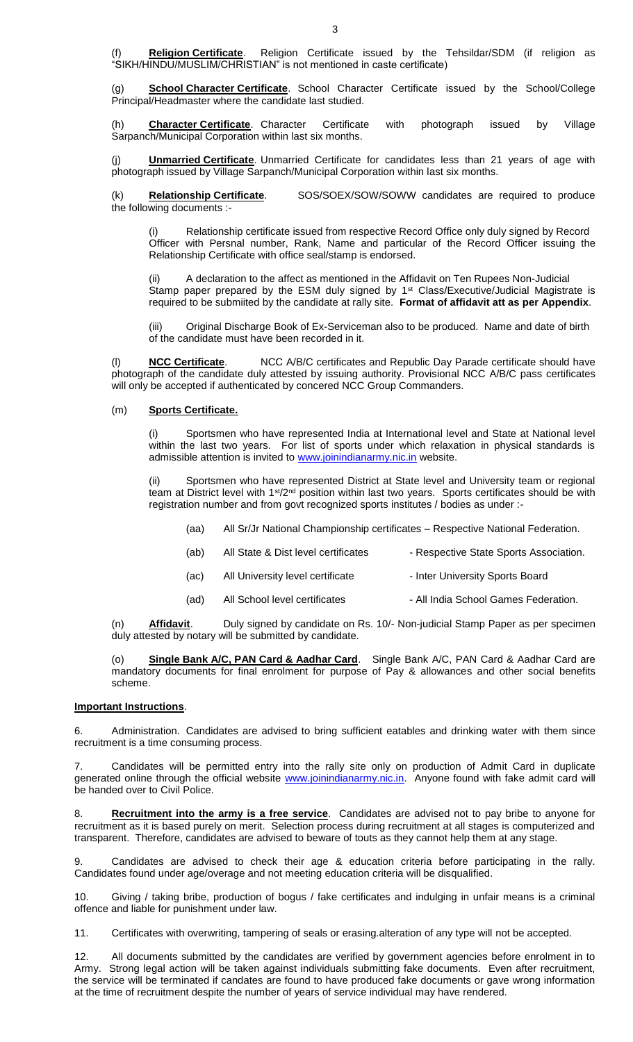(f) **Religion Certificate**. Religion Certificate issued by the Tehsildar/SDM (if religion as "SIKH/HINDU/MUSLIM/CHRISTIAN" is not mentioned in caste certificate)

(g) **School Character Certificate**. School Character Certificate issued by the School/College Principal/Headmaster where the candidate last studied.

(h) **Character Certificate**. Character Certificate with photograph issued by Village Sarpanch/Municipal Corporation within last six months.

(j) **Unmarried Certificate**. Unmarried Certificate for candidates less than 21 years of age with photograph issued by Village Sarpanch/Municipal Corporation within last six months.

(k) **Relationship Certificate**. SOS/SOEX/SOW/SOWW candidates are required to produce the following documents :-

(i) Relationship certificate issued from respective Record Office only duly signed by Record Officer with Persnal number, Rank, Name and particular of the Record Officer issuing the Relationship Certificate with office seal/stamp is endorsed.

(ii) A declaration to the affect as mentioned in the Affidavit on Ten Rupees Non-Judicial Stamp paper prepared by the ESM duly signed by 1st Class/Executive/Judicial Magistrate is required to be submiited by the candidate at rally site. **Format of affidavit att as per Appendix**.

(iii) Original Discharge Book of Ex-Serviceman also to be produced. Name and date of birth of the candidate must have been recorded in it.

(l) **NCC Certificate**. NCC A/B/C certificates and Republic Day Parade certificate should have photograph of the candidate duly attested by issuing authority. Provisional NCC A/B/C pass certificates will only be accepted if authenticated by concered NCC Group Commanders.

(m) **Sports Certificate.**

(i) Sportsmen who have represented India at International level and State at National level within the last two years. For list of sports under which relaxation in physical standards is admissible attention is invited to www.joinindianarmy.nic.in website.

(ii) Sportsmen who have represented District at State level and University team or regional team at District level with 1st/2nd position within last two years. Sports certificates should be with registration number and from govt recognized sports institutes / bodies as under :-

(aa) All Sr/Jr National Championship certificates – Respective National Federation.

(ab) All State & Dist level certificates - Respective State Sports Association.

(ac) All University level certificate - Inter University Sports Board

(ad) All School level certificates - All India School Games Federation.

(n) **Affidavit**. Duly signed by candidate on Rs. 10/- Non-judicial Stamp Paper as per specimen duly attested by notary will be submitted by candidate.

(o) **Single Bank A/C, PAN Card & Aadhar Card**. Single Bank A/C, PAN Card & Aadhar Card are mandatory documents for final enrolment for purpose of Pay & allowances and other social benefits scheme.

**Important Instructions**.

6. Administration. Candidates are advised to bring sufficient eatables and drinking water with them since recruitment is a time consuming process.

7. Candidates will be permitted entry into the rally site only on production of Admit Card in duplicate generated online through the official website www.joinindianarmy.nic.in. Anyone found with fake admit card will be handed over to Civil Police.

8. **Recruitment into the army is a free service**. Candidates are advised not to pay bribe to anyone for recruitment as it is based purely on merit. Selection process during recruitment at all stages is computerized and transparent. Therefore, candidates are advised to beware of touts as they cannot help them at any stage.

9. Candidates are advised to check their age & education criteria before participating in the rally. Candidates found under age/overage and not meeting education criteria will be disqualified.

10. Giving / taking bribe, production of bogus / fake certificates and indulging in unfair means is a criminal offence and liable for punishment under law.

11. Certificates with overwriting, tampering of seals or erasing.alteration of any type will not be accepted.

12. All documents submitted by the candidates are verified by government agencies before enrolment in to Army. Strong legal action will be taken against individuals submitting fake documents. Even after recruitment, the service will be terminated if candates are found to have produced fake documents or gave wrong information at the time of recruitment despite the number of years of service individual may have rendered.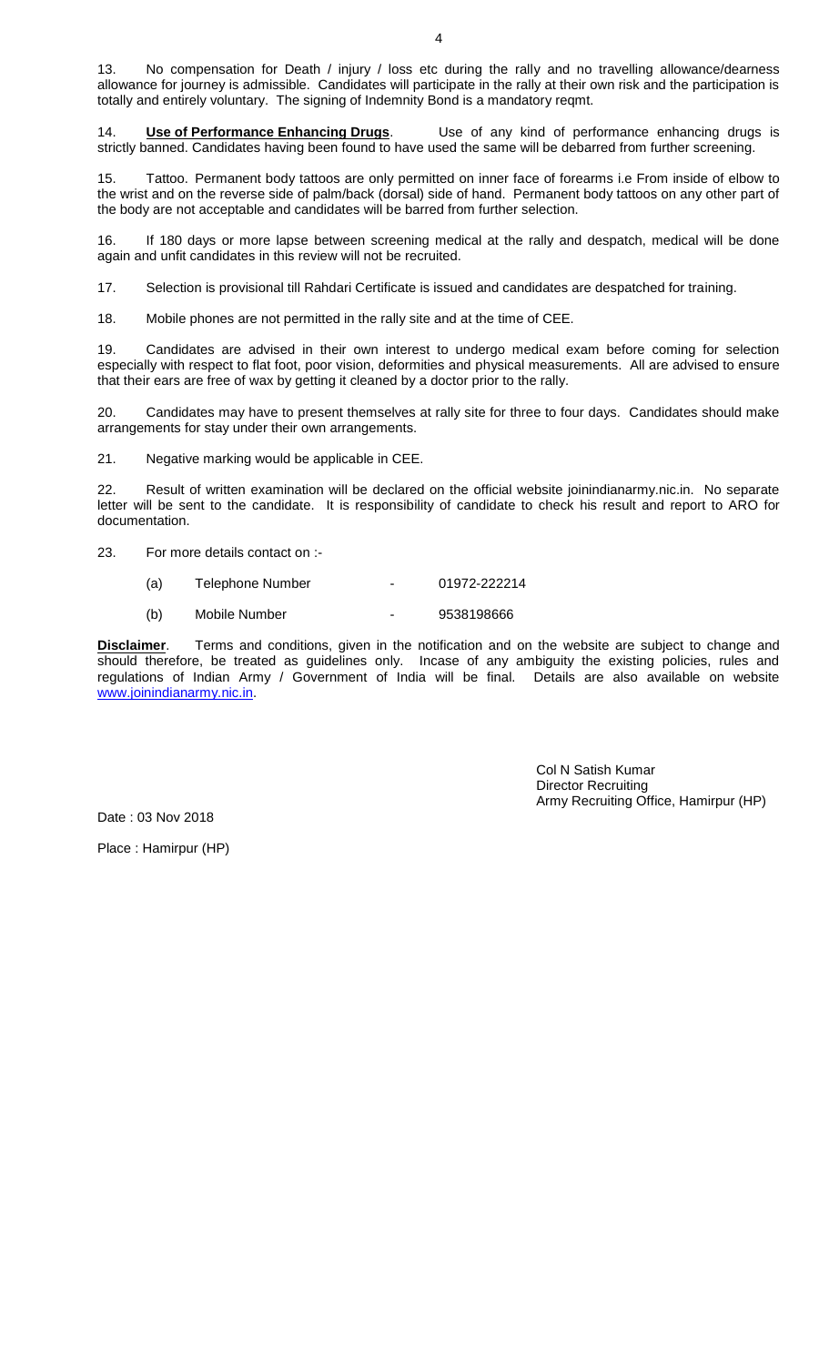13. No compensation for Death / injury / loss etc during the rally and no travelling allowance/dearness allowance for journey is admissible. Candidates will participate in the rally at their own risk and the participation is totally and entirely voluntary. The signing of Indemnity Bond is a mandatory reqmt.

14. **Use of Performance Enhancing Drugs**. Use of any kind of performance enhancing drugs is strictly banned. Candidates having been found to have used the same will be debarred from further screening.

15. Tattoo. Permanent body tattoos are only permitted on inner face of forearms i.e From inside of elbow to the wrist and on the reverse side of palm/back (dorsal) side of hand. Permanent body tattoos on any other part of the body are not acceptable and candidates will be barred from further selection.

16. If 180 days or more lapse between screening medical at the rally and despatch, medical will be done again and unfit candidates in this review will not be recruited.

17. Selection is provisional till Rahdari Certificate is issued and candidates are despatched for training.

18. Mobile phones are not permitted in the rally site and at the time of CEE.

19. Candidates are advised in their own interest to undergo medical exam before coming for selection especially with respect to flat foot, poor vision, deformities and physical measurements. All are advised to ensure that their ears are free of wax by getting it cleaned by a doctor prior to the rally.

20. Candidates may have to present themselves at rally site for three to four days. Candidates should make arrangements for stay under their own arrangements.

21. Negative marking would be applicable in CEE.

22. Result of written examination will be declared on the official website joinindianarmy.nic.in. No separate letter will be sent to the candidate. It is responsibility of candidate to check his result and report to ARO for documentation.

23. For more details contact on :-

(a) Telephone Number - 01972-222214

(b) Mobile Number - 9538198666

**Disclaimer**. Terms and conditions, given in the notification and on the website are subject to change and should therefore, be treated as guidelines only. Incase of any ambiguity the existing policies, rules and regulations of Indian Army / Government of India will be final. Details are also available on website www.joinindianarmy.nic.in.

Col N Satish Kumar
Director Recruiting
Army Recruiting Office, Hamirpur (HP)

Date : 03 Nov 2018

Place : Hamirpur (HP)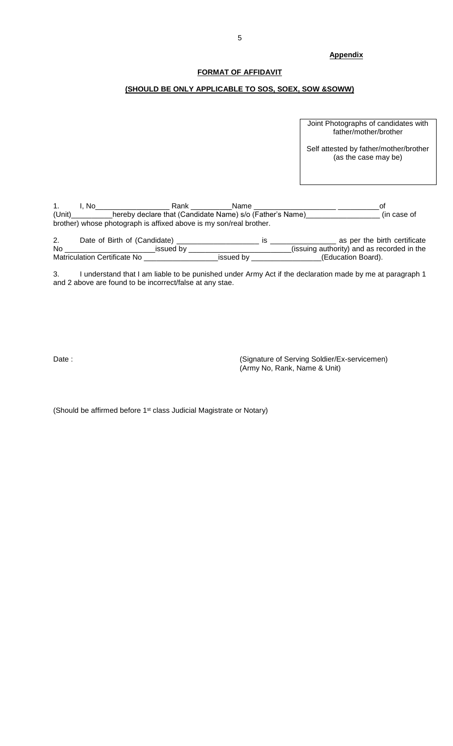**Appendix**

**FORMAT OF AFFIDAVIT**

**(SHOULD BE ONLY APPLICABLE TO SOS, SOEX, SOW &SOWW)**

| Joint Photographs of candidates with father/mother/brother<br><br>Self attested by father/mother/brother (as the case may be) |
|---|

1. I, No__________________ Rank __________Name ____________________ __________of (Unit)__________hereby declare that (Candidate Name) s/o (Father's Name)_________________ (in case of brother) whose photograph is affixed above is my son/real brother.

2. Date of Birth of (Candidate) ____________________ is ________________ as per the birth certificate No ______________________issued by _________________________(issuing authority) and as recorded in the Matriculation Certificate No __________________issued by _________________(Education Board).

3. I understand that I am liable to be punished under Army Act if the declaration made by me at paragraph 1 and 2 above are found to be incorrect/false at any stae.

Date :

(Signature of Serving Soldier/Ex-servicemen)
(Army No, Rank, Name & Unit)

(Should be affirmed before 1st class Judicial Magistrate or Notary)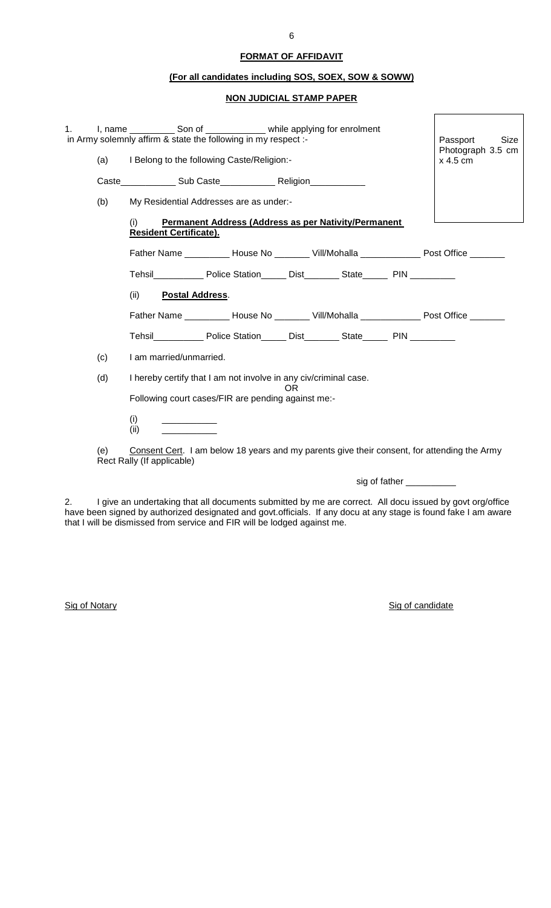## FORMAT OF AFFIDAVIT

### (For all candidates including SOS, SOEX, SOW & SOWW)

### NON JUDICIAL STAMP PAPER

Passport Size Photograph 3.5 cm x 4.5 cm

1. I, name _________ Son of ____________ while applying for enrolment in Army solemnly affirm & state the following in my respect :-

   (a) I Belong to the following Caste/Religion:-

   Caste___________ Sub Caste___________ Religion___________

   (b) My Residential Addresses are as under:-

   (i) **Permanent Address (Address as per Nativity/Permanent Resident Certificate).**

   Father Name _________ House No _______ Vill/Mohalla ____________ Post Office _______

   Tehsil__________ Police Station_____ Dist_______ State_____ PIN _________

   (ii) **Postal Address**.

   Father Name _________ House No _______ Vill/Mohalla ____________ Post Office _______

   Tehsil__________ Police Station_____ Dist_______ State_____ PIN _________

   (c) I am married/unmarried.

   (d) I hereby certify that I am not involve in any civ/criminal case.

   OR

   Following court cases/FIR are pending against me:-

   (i) ___________
   (ii) ___________

   (e) Consent Cert. I am below 18 years and my parents give their consent, for attending the Army Rect Rally (If applicable)

   sig of father __________

2. I give an undertaking that all documents submitted by me are correct. All docu issued by govt org/office have been signed by authorized designated and govt.officials. If any docu at any stage is found fake I am aware that I will be dismissed from service and FIR will be lodged against me.

Sig of Notary

Sig of candidate